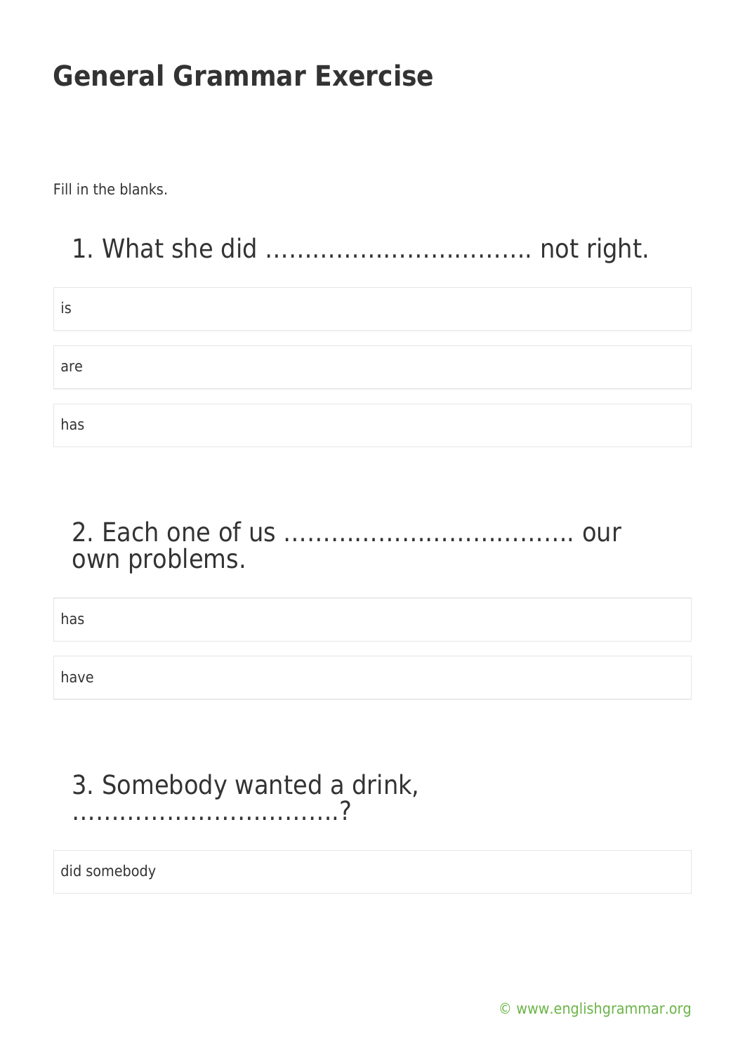# General Grammar Exercise

Fill in the blanks.

## 1. What she did ……………………………. not right.

is

are

has

## 2. Each one of us ………………………………. our own problems.

has

have

## 3. Somebody wanted a drink, …………………………….?

did somebody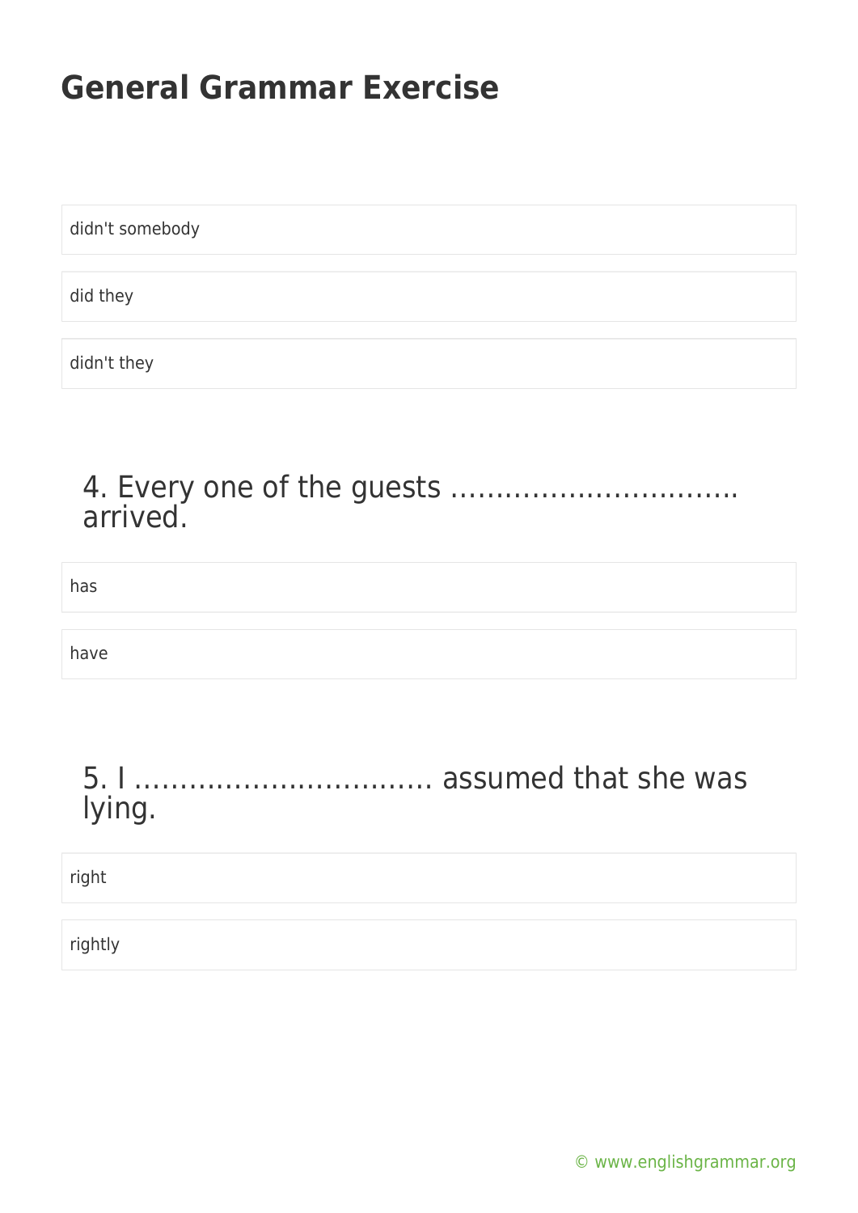didn't somebody

did they

didn't they

### 4. Every one of the guests ………………………….. arrived.

has

have

### 5. I …………………………… assumed that she was lying.

right

rightly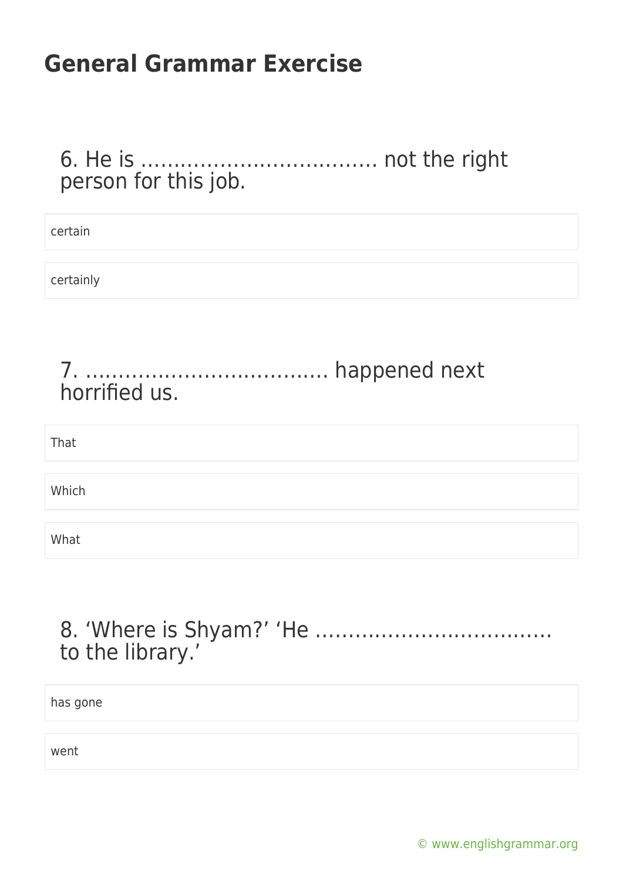# General Grammar Exercise

6. He is ……………………………… not the right person for this job.

- certain
- certainly

7. ……………………………… happened next horrified us.

- That
- Which
- What

8. 'Where is Shyam?' 'He ……………………………… to the library.'

- has gone
- went

© www.englishgrammar.org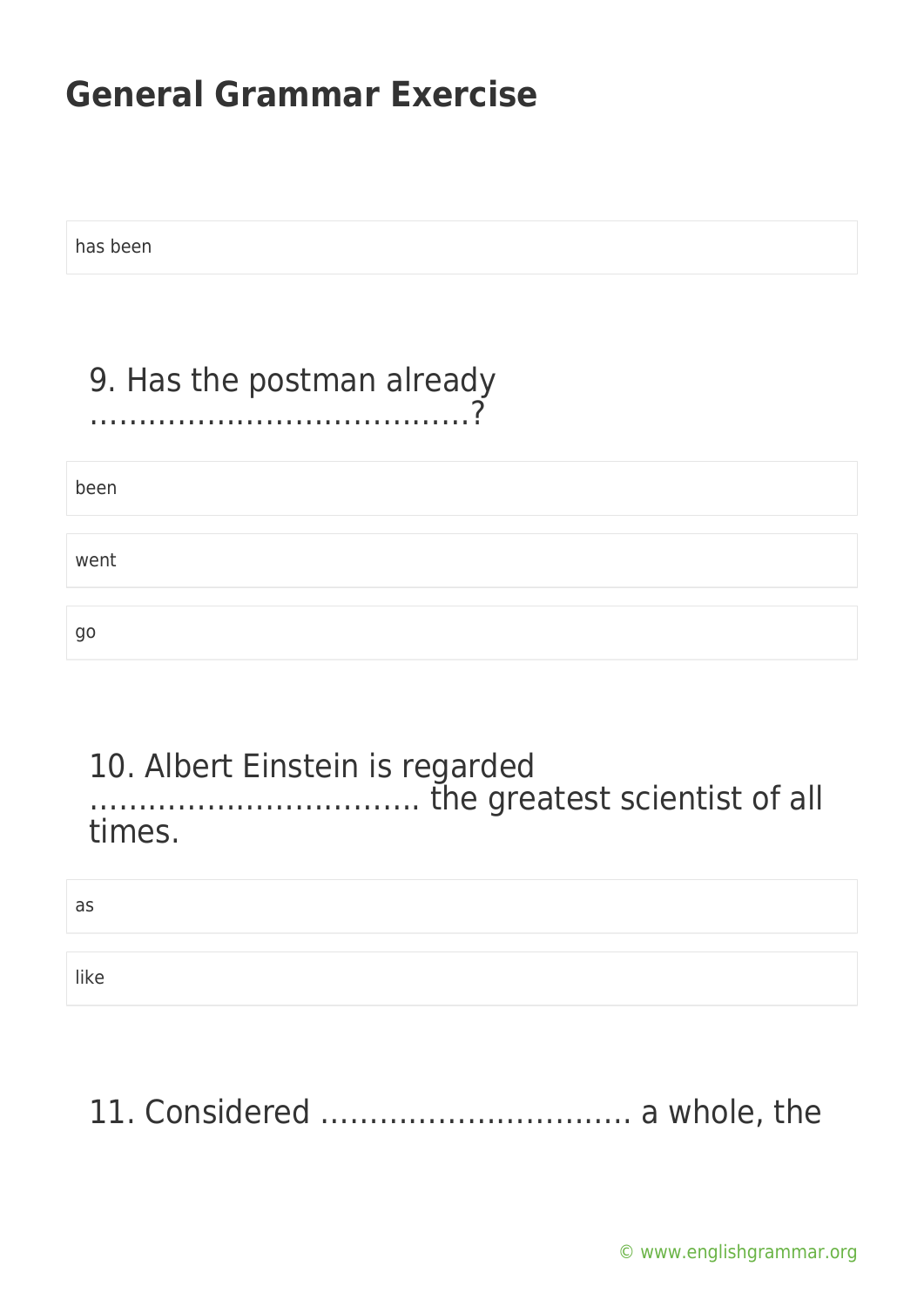has been

9. Has the postman already …………………………………?

been

went

go

10. Albert Einstein is regarded …………………………….. the greatest scientist of all times.

as

like

11. Considered ………………………….. a whole, the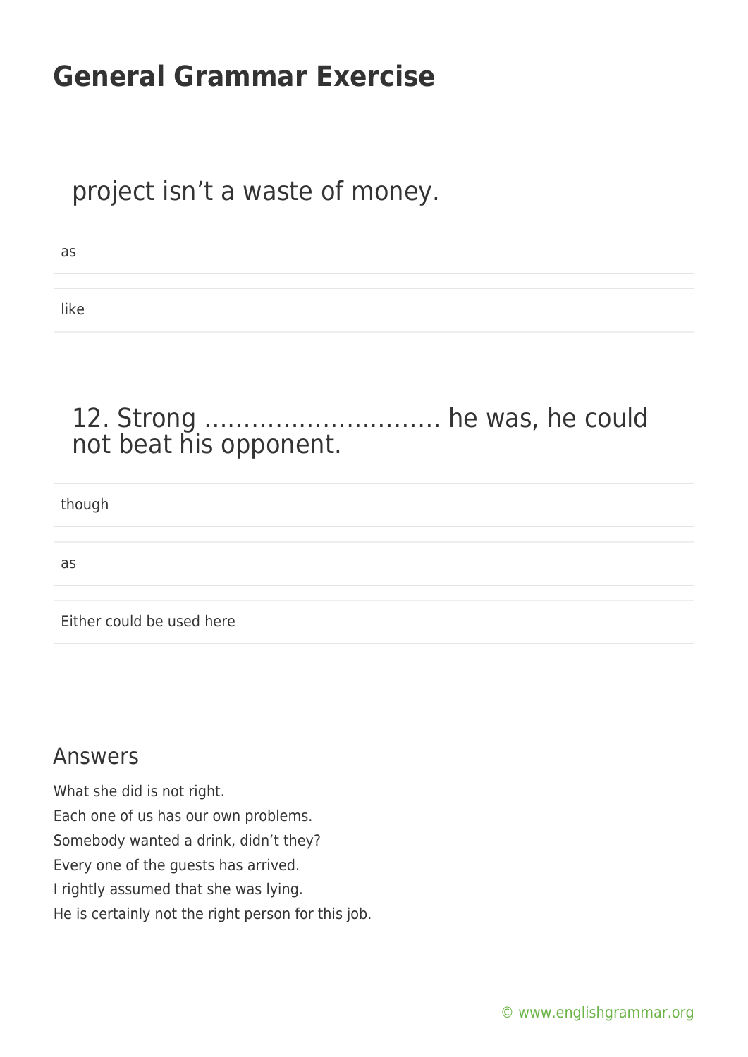project isn’t a waste of money.

as

like

## 12. Strong ………………………. he was, he could not beat his opponent.

though

as

Either could be used here

## Answers

What she did is not right.
Each one of us has our own problems.
Somebody wanted a drink, didn’t they?
Every one of the guests has arrived.
I rightly assumed that she was lying.
He is certainly not the right person for this job.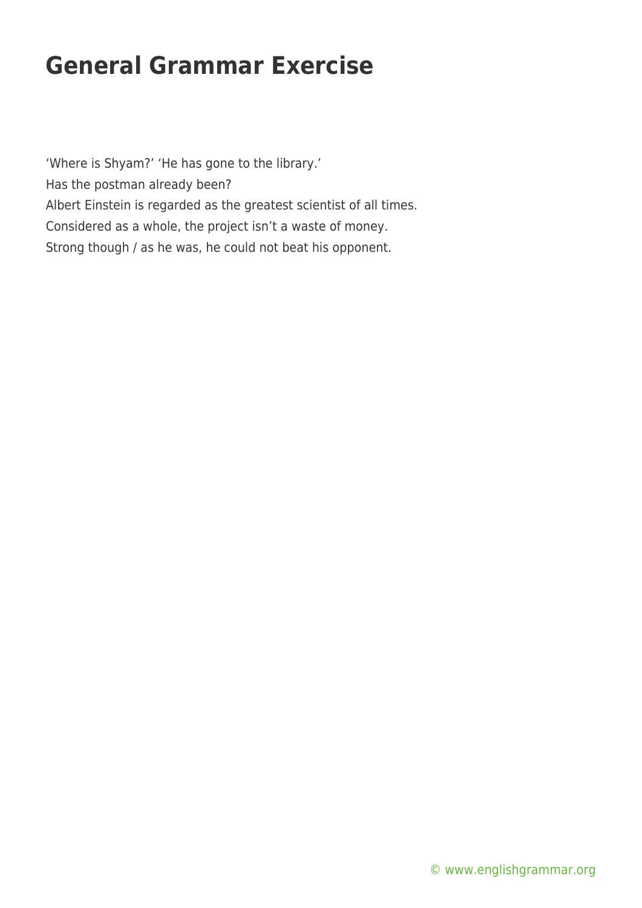# General Grammar Exercise

‘Where is Shyam?’ ‘He has gone to the library.’

Has the postman already been?

Albert Einstein is regarded as the greatest scientist of all times.

Considered as a whole, the project isn’t a waste of money.

Strong though / as he was, he could not beat his opponent.